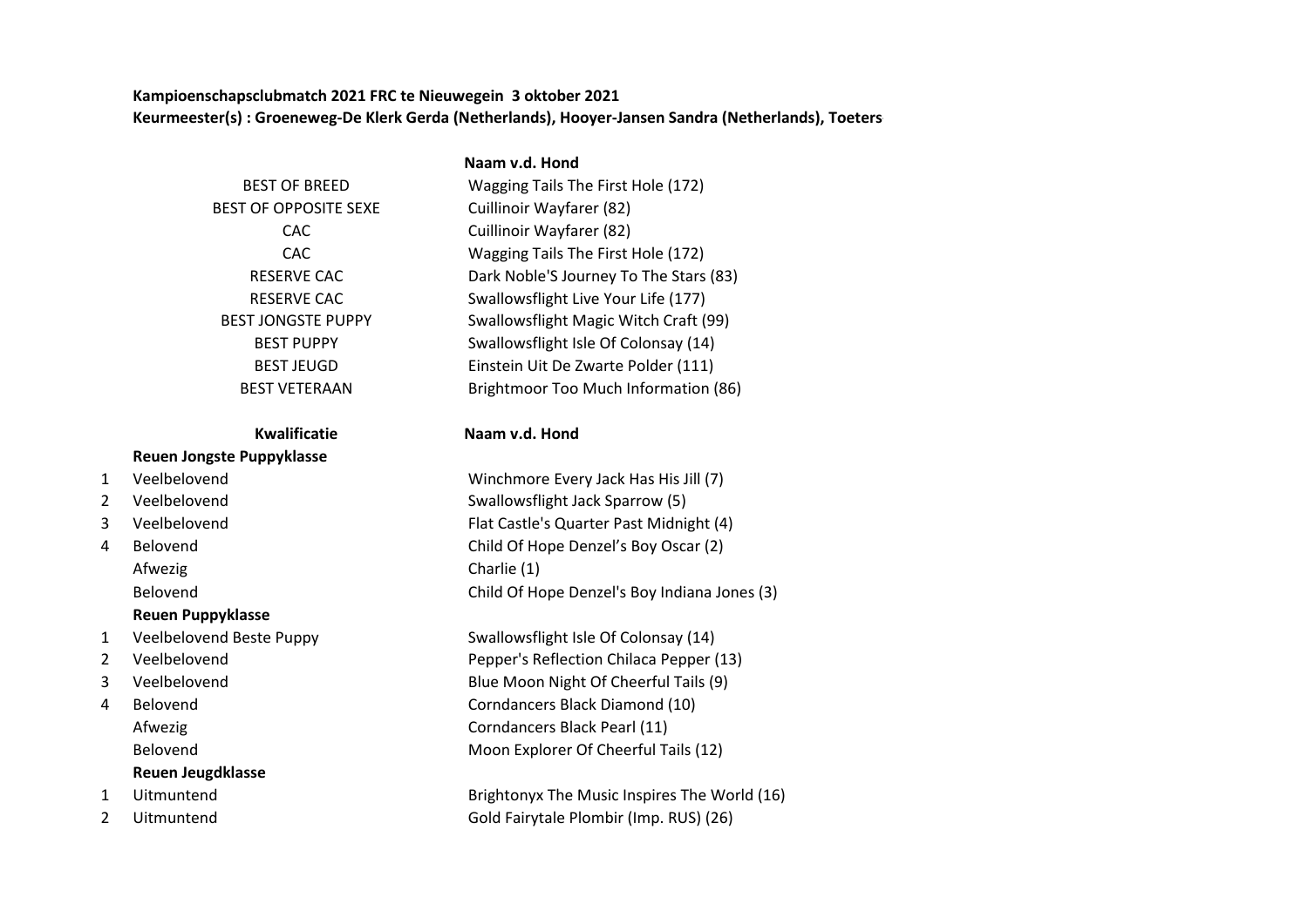**Kampioenschapsclubmatch 2021 FRC te Nieuwegein 3 oktober 2021**
**Keurmeester(s) : Groeneweg-De Klerk Gerda (Netherlands), Hooyer-Jansen Sandra (Netherlands), Toeters**

| | Naam v.d. Hond |
|---|---|
| BEST OF BREED | Wagging Tails The First Hole (172) |
| BEST OF OPPOSITE SEXE | Cuillinoir Wayfarer (82) |
| CAC | Cuillinoir Wayfarer (82) |
| CAC | Wagging Tails The First Hole (172) |
| RESERVE CAC | Dark Noble'S Journey To The Stars (83) |
| RESERVE CAC | Swallowsflight Live Your Life (177) |
| BEST JONGSTE PUPPY | Swallowsflight Magic Witch Craft (99) |
| BEST PUPPY | Swallowsflight Isle Of Colonsay (14) |
| BEST JEUGD | Einstein Uit De Zwarte Polder (111) |
| BEST VETERAAN | Brightmoor Too Much Information (86) |

| | Kwalificatie | Naam v.d. Hond |
|---|---|---|
| | **Reuen Jongste Puppyklasse** | |
| 1 | Veelbelovend | Winchmore Every Jack Has His Jill (7) |
| 2 | Veelbelovend | Swallowsflight Jack Sparrow (5) |
| 3 | Veelbelovend | Flat Castle's Quarter Past Midnight (4) |
| 4 | Belovend | Child Of Hope Denzel's Boy Oscar (2) |
| | Afwezig | Charlie (1) |
| | Belovend | Child Of Hope Denzel's Boy Indiana Jones (3) |
| | **Reuen Puppyklasse** | |
| 1 | Veelbelovend Beste Puppy | Swallowsflight Isle Of Colonsay (14) |
| 2 | Veelbelovend | Pepper's Reflection Chilaca Pepper (13) |
| 3 | Veelbelovend | Blue Moon Night Of Cheerful Tails (9) |
| 4 | Belovend | Corndancers Black Diamond (10) |
| | Afwezig | Corndancers Black Pearl (11) |
| | Belovend | Moon Explorer Of Cheerful Tails (12) |
| | **Reuen Jeugdklasse** | |
| 1 | Uitmuntend | Brightonyx The Music Inspires The World (16) |
| 2 | Uitmuntend | Gold Fairytale Plombir (Imp. RUS) (26) |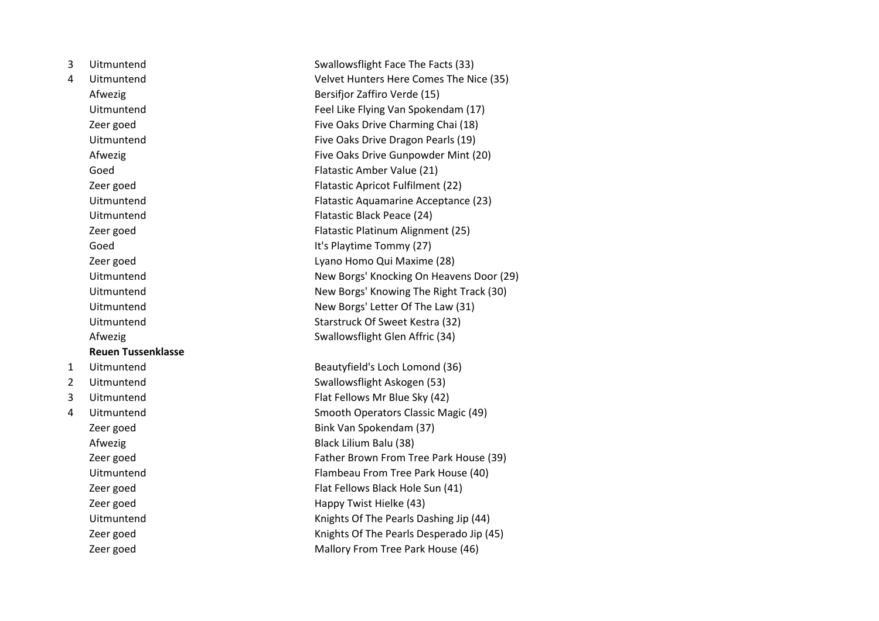| | | |
|---|---|---|
| 3 | Uitmuntend | Swallowsflight Face The Facts (33) |
| 4 | Uitmuntend | Velvet Hunters Here Comes The Nice (35) |
| | Afwezig | Bersifjor Zaffiro Verde (15) |
| | Uitmuntend | Feel Like Flying Van Spokendam (17) |
| | Zeer goed | Five Oaks Drive Charming Chai (18) |
| | Uitmuntend | Five Oaks Drive Dragon Pearls (19) |
| | Afwezig | Five Oaks Drive Gunpowder Mint (20) |
| | Goed | Flatastic Amber Value (21) |
| | Zeer goed | Flatastic Apricot Fulfilment (22) |
| | Uitmuntend | Flatastic Aquamarine Acceptance (23) |
| | Uitmuntend | Flatastic Black Peace (24) |
| | Zeer goed | Flatastic Platinum Alignment (25) |
| | Goed | It's Playtime Tommy (27) |
| | Zeer goed | Lyano Homo Qui Maxime (28) |
| | Uitmuntend | New Borgs' Knocking On Heavens Door (29) |
| | Uitmuntend | New Borgs' Knowing The Right Track (30) |
| | Uitmuntend | New Borgs' Letter Of The Law (31) |
| | Uitmuntend | Starstruck Of Sweet Kestra (32) |
| | Afwezig | Swallowsflight Glen Affric (34) |
| | **Reuen Tussenklasse** | |
| 1 | Uitmuntend | Beautyfield's Loch Lomond (36) |
| 2 | Uitmuntend | Swallowsflight Askogen (53) |
| 3 | Uitmuntend | Flat Fellows Mr Blue Sky (42) |
| 4 | Uitmuntend | Smooth Operators Classic Magic (49) |
| | Zeer goed | Bink Van Spokendam (37) |
| | Afwezig | Black Lilium Balu (38) |
| | Zeer goed | Father Brown From Tree Park House (39) |
| | Uitmuntend | Flambeau From Tree Park House (40) |
| | Zeer goed | Flat Fellows Black Hole Sun (41) |
| | Zeer goed | Happy Twist Hielke (43) |
| | Uitmuntend | Knights Of The Pearls Dashing Jip (44) |
| | Zeer goed | Knights Of The Pearls Desperado Jip (45) |
| | Zeer goed | Mallory From Tree Park House (46) |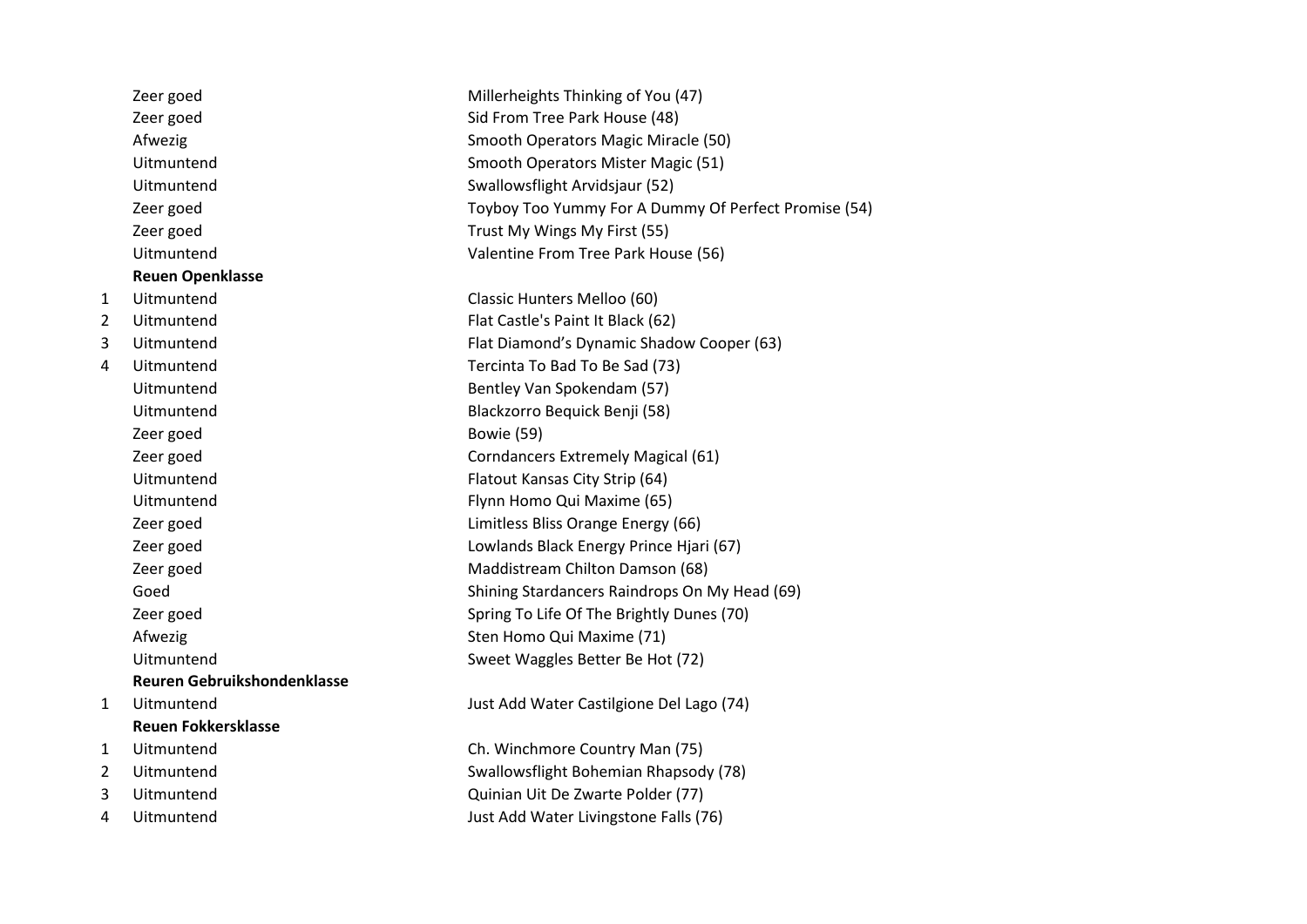| | | |
|---|---|---|
| | Zeer goed | Millerheights Thinking of You (47) |
| | Zeer goed | Sid From Tree Park House (48) |
| | Afwezig | Smooth Operators Magic Miracle (50) |
| | Uitmuntend | Smooth Operators Mister Magic (51) |
| | Uitmuntend | Swallowsflight Arvidsjaur (52) |
| | Zeer goed | Toyboy Too Yummy For A Dummy Of Perfect Promise (54) |
| | Zeer goed | Trust My Wings My First (55) |
| | Uitmuntend | Valentine From Tree Park House (56) |
| | **Reuen Openklasse** | |
| 1 | Uitmuntend | Classic Hunters Melloo (60) |
| 2 | Uitmuntend | Flat Castle's Paint It Black (62) |
| 3 | Uitmuntend | Flat Diamond's Dynamic Shadow Cooper (63) |
| 4 | Uitmuntend | Tercinta To Bad To Be Sad (73) |
| | Uitmuntend | Bentley Van Spokendam (57) |
| | Uitmuntend | Blackzorro Bequick Benji (58) |
| | Zeer goed | Bowie (59) |
| | Zeer goed | Corndancers Extremely Magical (61) |
| | Uitmuntend | Flatout Kansas City Strip (64) |
| | Uitmuntend | Flynn Homo Qui Maxime (65) |
| | Zeer goed | Limitless Bliss Orange Energy (66) |
| | Zeer goed | Lowlands Black Energy Prince Hjari (67) |
| | Zeer goed | Maddistream Chilton Damson (68) |
| | Goed | Shining Stardancers Raindrops On My Head (69) |
| | Zeer goed | Spring To Life Of The Brightly Dunes (70) |
| | Afwezig | Sten Homo Qui Maxime (71) |
| | Uitmuntend | Sweet Waggles Better Be Hot (72) |
| | **Reuren Gebruikshondenklasse** | |
| 1 | Uitmuntend | Just Add Water Castilgione Del Lago (74) |
| | **Reuen Fokkersklasse** | |
| 1 | Uitmuntend | Ch. Winchmore Country Man (75) |
| 2 | Uitmuntend | Swallowsflight Bohemian Rhapsody (78) |
| 3 | Uitmuntend | Quinian Uit De Zwarte Polder (77) |
| 4 | Uitmuntend | Just Add Water Livingstone Falls (76) |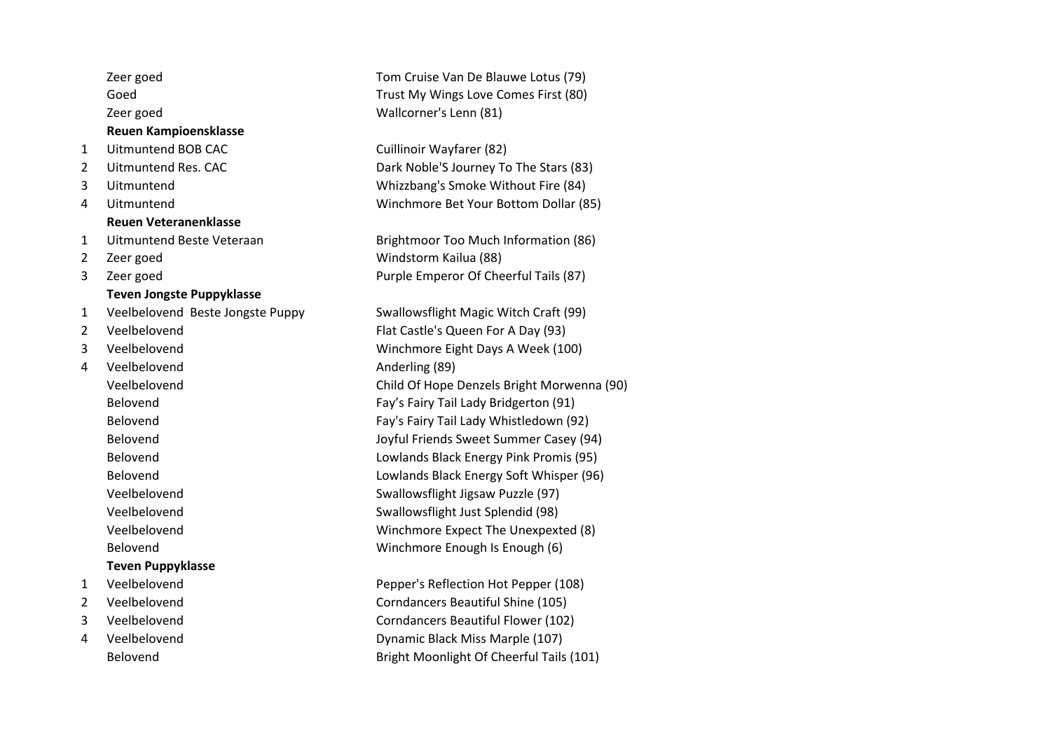| | | |
|---|---|---|
| | Zeer goed | Tom Cruise Van De Blauwe Lotus (79) |
| | Goed | Trust My Wings Love Comes First (80) |
| | Zeer goed | Wallcorner's Lenn (81) |
| | **Reuen Kampioensklasse** | |
| 1 | Uitmuntend BOB CAC | Cuillinoir Wayfarer (82) |
| 2 | Uitmuntend Res. CAC | Dark Noble'S Journey To The Stars (83) |
| 3 | Uitmuntend | Whizzbang's Smoke Without Fire (84) |
| 4 | Uitmuntend | Winchmore Bet Your Bottom Dollar (85) |
| | **Reuen Veteranenklasse** | |
| 1 | Uitmuntend Beste Veteraan | Brightmoor Too Much Information (86) |
| 2 | Zeer goed | Windstorm Kailua (88) |
| 3 | Zeer goed | Purple Emperor Of Cheerful Tails (87) |
| | **Teven Jongste Puppyklasse** | |
| 1 | Veelbelovend Beste Jongste Puppy | Swallowsflight Magic Witch Craft (99) |
| 2 | Veelbelovend | Flat Castle's Queen For A Day (93) |
| 3 | Veelbelovend | Winchmore Eight Days A Week (100) |
| 4 | Veelbelovend | Anderling (89) |
| | Veelbelovend | Child Of Hope Denzels Bright Morwenna (90) |
| | Belovend | Fay's Fairy Tail Lady Bridgerton (91) |
| | Belovend | Fay's Fairy Tail Lady Whistledown (92) |
| | Belovend | Joyful Friends Sweet Summer Casey (94) |
| | Belovend | Lowlands Black Energy Pink Promis (95) |
| | Belovend | Lowlands Black Energy Soft Whisper (96) |
| | Veelbelovend | Swallowsflight Jigsaw Puzzle (97) |
| | Veelbelovend | Swallowsflight Just Splendid (98) |
| | Veelbelovend | Winchmore Expect The Unexpexted (8) |
| | Belovend | Winchmore Enough Is Enough (6) |
| | **Teven Puppyklasse** | |
| 1 | Veelbelovend | Pepper's Reflection Hot Pepper (108) |
| 2 | Veelbelovend | Corndancers Beautiful Shine (105) |
| 3 | Veelbelovend | Corndancers Beautiful Flower (102) |
| 4 | Veelbelovend | Dynamic Black Miss Marple (107) |
| | Belovend | Bright Moonlight Of Cheerful Tails (101) |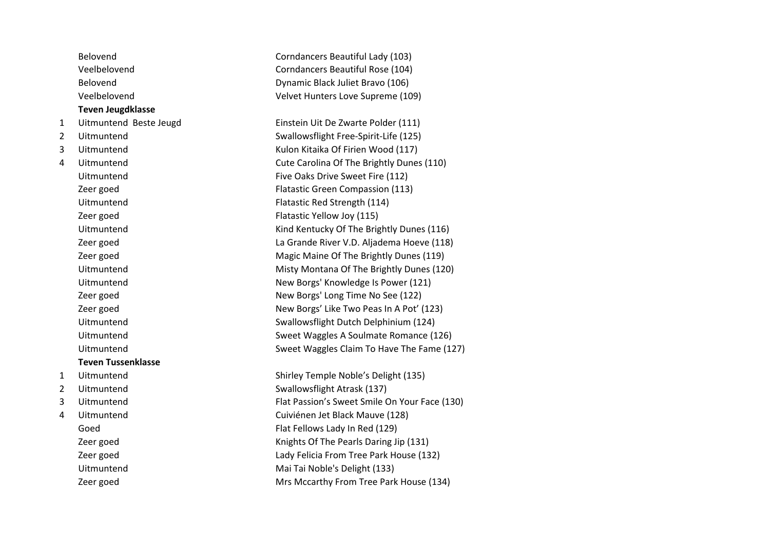| | | |
|---|---|---|
| | Belovend | Corndancers Beautiful Lady (103) |
| | Veelbelovend | Corndancers Beautiful Rose (104) |
| | Belovend | Dynamic Black Juliet Bravo (106) |
| | Veelbelovend | Velvet Hunters Love Supreme (109) |
| | **Teven Jeugdklasse** | |
| 1 | Uitmuntend Beste Jeugd | Einstein Uit De Zwarte Polder (111) |
| 2 | Uitmuntend | Swallowsflight Free-Spirit-Life (125) |
| 3 | Uitmuntend | Kulon Kitaika Of Firien Wood (117) |
| 4 | Uitmuntend | Cute Carolina Of The Brightly Dunes (110) |
| | Uitmuntend | Five Oaks Drive Sweet Fire (112) |
| | Zeer goed | Flatastic Green Compassion (113) |
| | Uitmuntend | Flatastic Red Strength (114) |
| | Zeer goed | Flatastic Yellow Joy (115) |
| | Uitmuntend | Kind Kentucky Of The Brightly Dunes (116) |
| | Zeer goed | La Grande River V.D. Aljadema Hoeve (118) |
| | Zeer goed | Magic Maine Of The Brightly Dunes (119) |
| | Uitmuntend | Misty Montana Of The Brightly Dunes (120) |
| | Uitmuntend | New Borgs' Knowledge Is Power (121) |
| | Zeer goed | New Borgs' Long Time No See (122) |
| | Zeer goed | New Borgs’ Like Two Peas In A Pot’ (123) |
| | Uitmuntend | Swallowsflight Dutch Delphinium (124) |
| | Uitmuntend | Sweet Waggles A Soulmate Romance (126) |
| | Uitmuntend | Sweet Waggles Claim To Have The Fame (127) |
| | **Teven Tussenklasse** | |
| 1 | Uitmuntend | Shirley Temple Noble’s Delight (135) |
| 2 | Uitmuntend | Swallowsflight Atrask (137) |
| 3 | Uitmuntend | Flat Passion’s Sweet Smile On Your Face (130) |
| 4 | Uitmuntend | Cuiviénen Jet Black Mauve (128) |
| | Goed | Flat Fellows Lady In Red (129) |
| | Zeer goed | Knights Of The Pearls Daring Jip (131) |
| | Zeer goed | Lady Felicia From Tree Park House (132) |
| | Uitmuntend | Mai Tai Noble's Delight (133) |
| | Zeer goed | Mrs Mccarthy From Tree Park House (134) |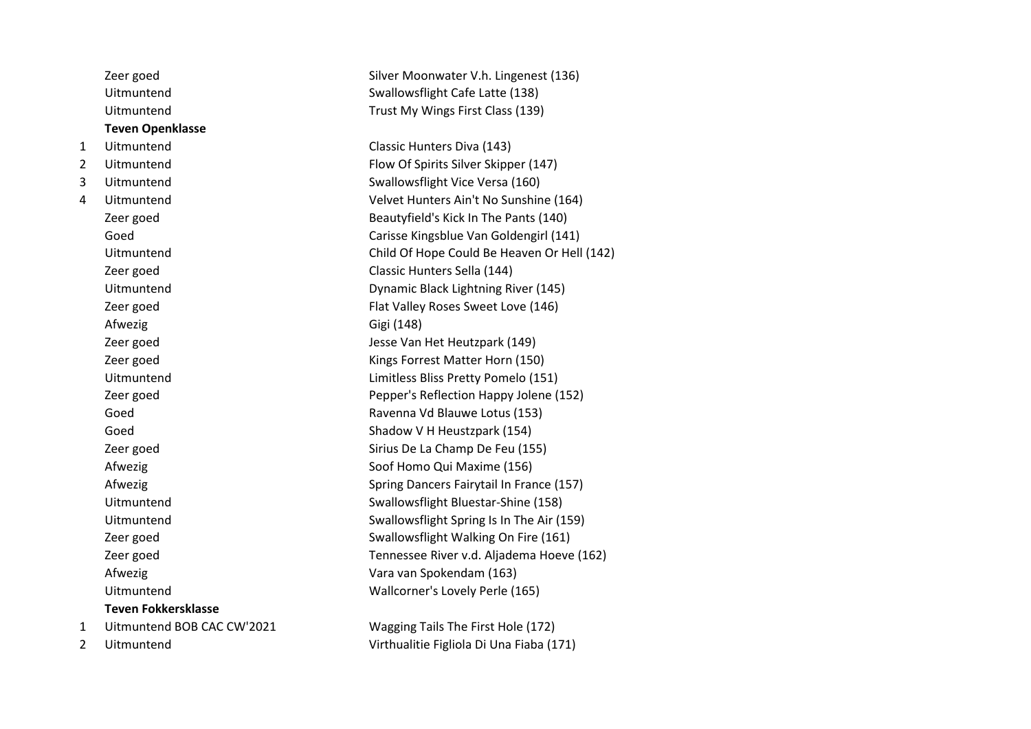| | | |
|---|---|---|
| | Zeer goed | Silver Moonwater V.h. Lingenest (136) |
| | Uitmuntend | Swallowsflight Cafe Latte (138) |
| | Uitmuntend | Trust My Wings First Class (139) |
| | **Teven Openklasse** | |
| 1 | Uitmuntend | Classic Hunters Diva (143) |
| 2 | Uitmuntend | Flow Of Spirits Silver Skipper (147) |
| 3 | Uitmuntend | Swallowsflight Vice Versa (160) |
| 4 | Uitmuntend | Velvet Hunters Ain't No Sunshine (164) |
| | Zeer goed | Beautyfield's Kick In The Pants (140) |
| | Goed | Carisse Kingsblue Van Goldengirl (141) |
| | Uitmuntend | Child Of Hope Could Be Heaven Or Hell (142) |
| | Zeer goed | Classic Hunters Sella (144) |
| | Uitmuntend | Dynamic Black Lightning River (145) |
| | Zeer goed | Flat Valley Roses Sweet Love (146) |
| | Afwezig | Gigi (148) |
| | Zeer goed | Jesse Van Het Heutzpark (149) |
| | Zeer goed | Kings Forrest Matter Horn (150) |
| | Uitmuntend | Limitless Bliss Pretty Pomelo (151) |
| | Zeer goed | Pepper's Reflection Happy Jolene (152) |
| | Goed | Ravenna Vd Blauwe Lotus (153) |
| | Goed | Shadow V H Heustzpark (154) |
| | Zeer goed | Sirius De La Champ De Feu (155) |
| | Afwezig | Soof Homo Qui Maxime (156) |
| | Afwezig | Spring Dancers Fairytail In France (157) |
| | Uitmuntend | Swallowsflight Bluestar-Shine (158) |
| | Uitmuntend | Swallowsflight Spring Is In The Air (159) |
| | Zeer goed | Swallowsflight Walking On Fire (161) |
| | Zeer goed | Tennessee River v.d. Aljadema Hoeve (162) |
| | Afwezig | Vara van Spokendam (163) |
| | Uitmuntend | Wallcorner's Lovely Perle (165) |
| | **Teven Fokkersklasse** | |
| 1 | Uitmuntend BOB CAC CW'2021 | Wagging Tails The First Hole (172) |
| 2 | Uitmuntend | Virthualitie Figliola Di Una Fiaba (171) |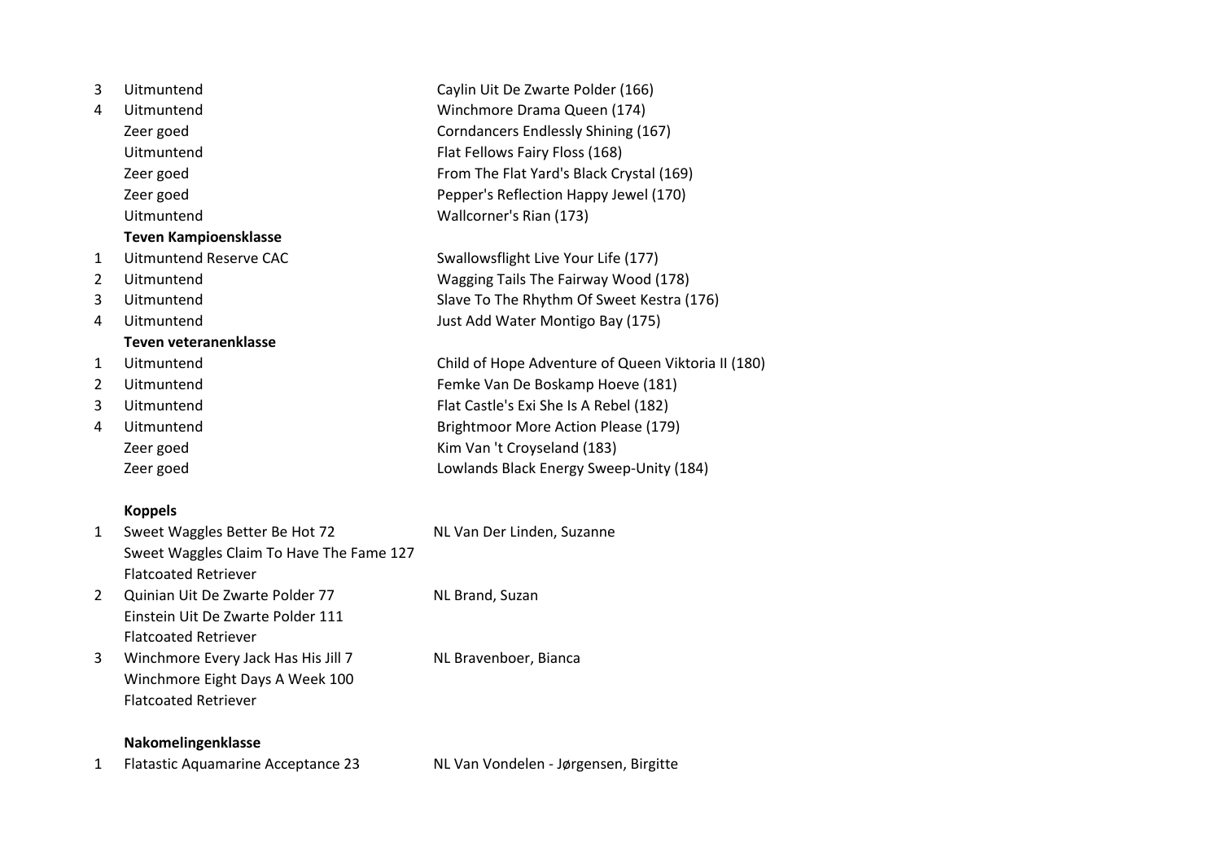| | | |
|---|---|---|
| 3 | Uitmuntend | Caylin Uit De Zwarte Polder (166) |
| 4 | Uitmuntend | Winchmore Drama Queen (174) |
| | Zeer goed | Corndancers Endlessly Shining (167) |
| | Uitmuntend | Flat Fellows Fairy Floss (168) |
| | Zeer goed | From The Flat Yard's Black Crystal (169) |
| | Zeer goed | Pepper's Reflection Happy Jewel (170) |
| | Uitmuntend | Wallcorner's Rian (173) |

**Teven Kampioensklasse**

| | | |
|---|---|---|
| 1 | Uitmuntend Reserve CAC | Swallowsflight Live Your Life (177) |
| 2 | Uitmuntend | Wagging Tails The Fairway Wood (178) |
| 3 | Uitmuntend | Slave To The Rhythm Of Sweet Kestra (176) |
| 4 | Uitmuntend | Just Add Water Montigo Bay (175) |

**Teven veteranenklasse**

| | | |
|---|---|---|
| 1 | Uitmuntend | Child of Hope Adventure of Queen Viktoria II (180) |
| 2 | Uitmuntend | Femke Van De Boskamp Hoeve (181) |
| 3 | Uitmuntend | Flat Castle's Exi She Is A Rebel (182) |
| 4 | Uitmuntend | Brightmoor More Action Please (179) |
| | Zeer goed | Kim Van 't Croyseland (183) |
| | Zeer goed | Lowlands Black Energy Sweep-Unity (184) |

**Koppels**

1. Sweet Waggles Better Be Hot 72 — NL Van Der Linden, Suzanne
   Sweet Waggles Claim To Have The Fame 127
   Flatcoated Retriever
2. Quinian Uit De Zwarte Polder 77 — NL Brand, Suzan
   Einstein Uit De Zwarte Polder 111
   Flatcoated Retriever
3. Winchmore Every Jack Has His Jill 7 — NL Bravenboer, Bianca
   Winchmore Eight Days A Week 100
   Flatcoated Retriever

**Nakomelingenklasse**

1. Flatastic Aquamarine Acceptance 23 — NL Van Vondelen - Jørgensen, Birgitte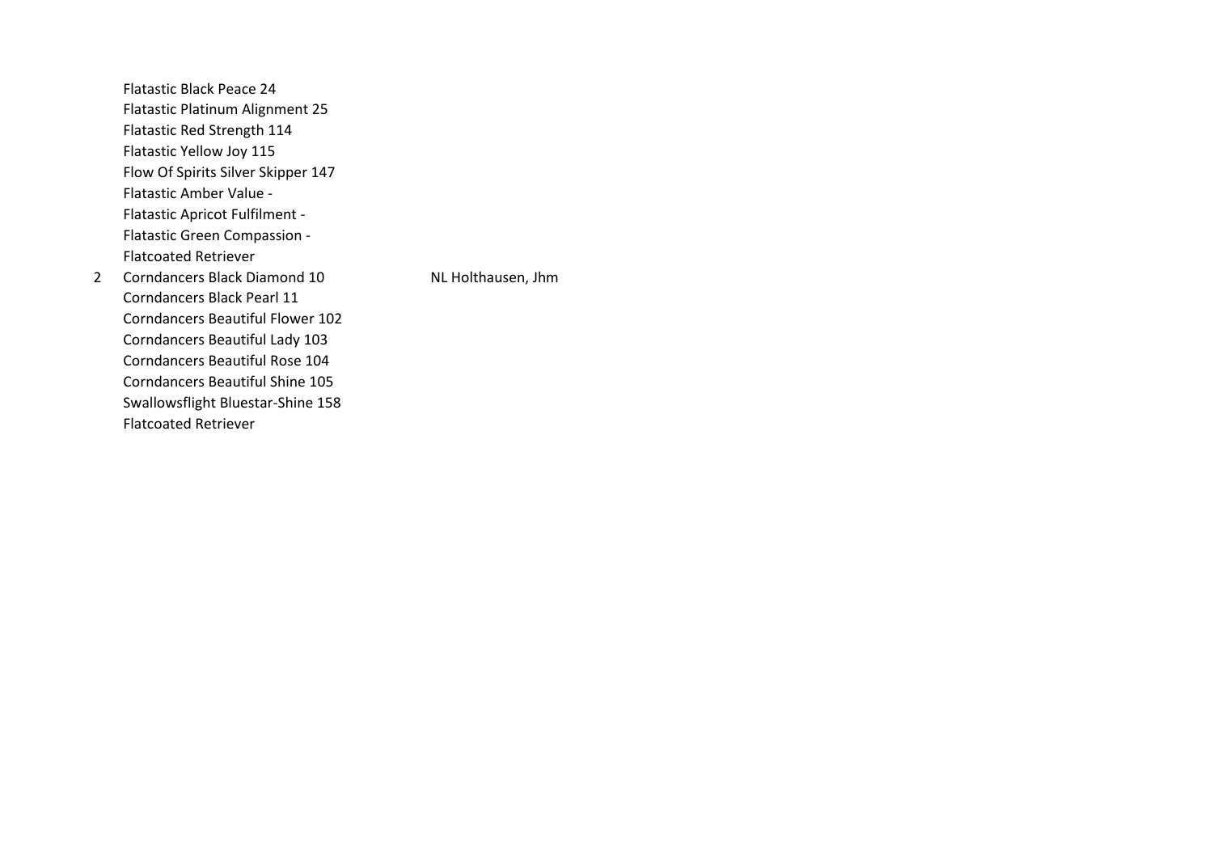| | | |
|---|---|---|
| | Flatastic Black Peace 24 | |
| | Flatastic Platinum Alignment 25 | |
| | Flatastic Red Strength 114 | |
| | Flatastic Yellow Joy 115 | |
| | Flow Of Spirits Silver Skipper 147 | |
| | Flatastic Amber Value - | |
| | Flatastic Apricot Fulfilment - | |
| | Flatastic Green Compassion - | |
| | Flatcoated Retriever | |
| 2 | Corndancers Black Diamond 10 | NL Holthausen, Jhm |
| | Corndancers Black Pearl 11 | |
| | Corndancers Beautiful Flower 102 | |
| | Corndancers Beautiful Lady 103 | |
| | Corndancers Beautiful Rose 104 | |
| | Corndancers Beautiful Shine 105 | |
| | Swallowsflight Bluestar-Shine 158 | |
| | Flatcoated Retriever | |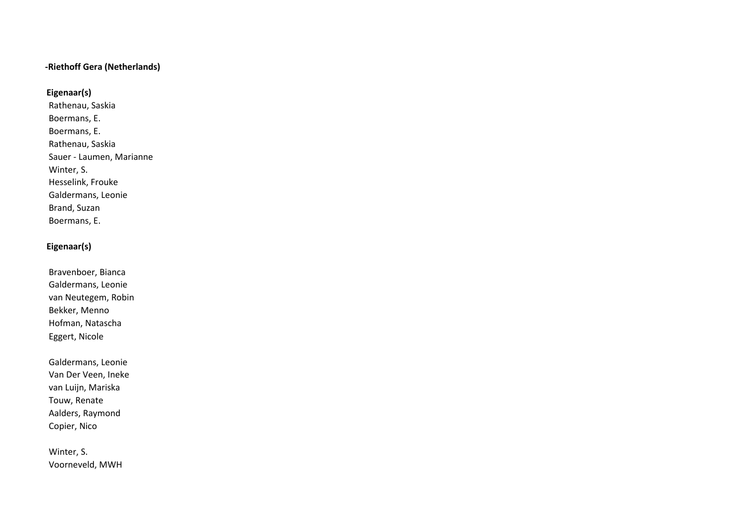**-Riethoff Gera (Netherlands)**

**Eigenaar(s)**

Rathenau, Saskia
Boermans, E.
Boermans, E.
Rathenau, Saskia
Sauer - Laumen, Marianne
Winter, S.
Hesselink, Frouke
Galdermans, Leonie
Brand, Suzan
Boermans, E.

**Eigenaar(s)**

Bravenboer, Bianca
Galdermans, Leonie
van Neutegem, Robin
Bekker, Menno
Hofman, Natascha
Eggert, Nicole

Galdermans, Leonie
Van Der Veen, Ineke
van Luijn, Mariska
Touw, Renate
Aalders, Raymond
Copier, Nico

Winter, S.
Voorneveld, MWH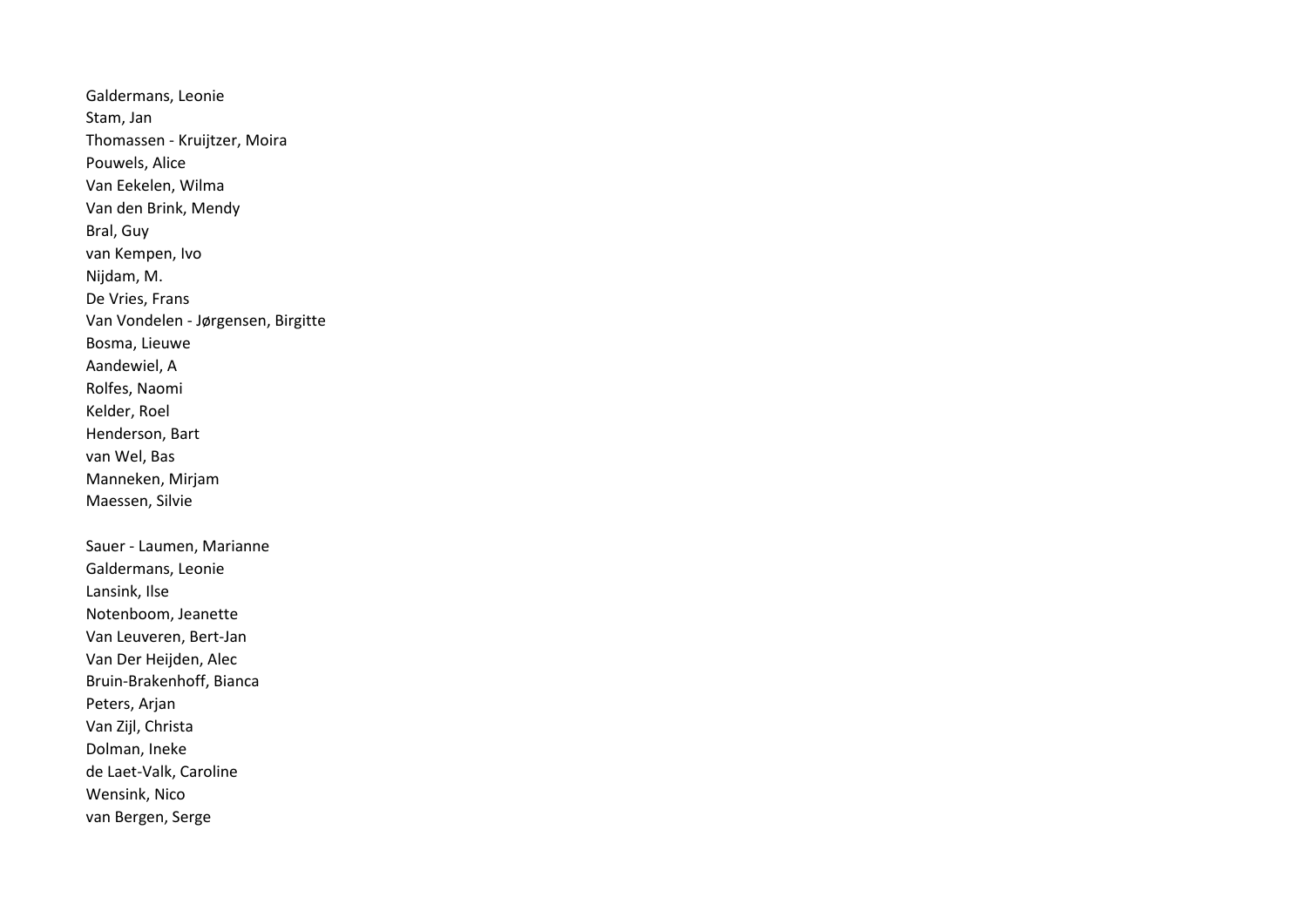Galdermans, Leonie
Stam, Jan
Thomassen - Kruijtzer, Moira
Pouwels, Alice
Van Eekelen, Wilma
Van den Brink, Mendy
Bral, Guy
van Kempen, Ivo
Nijdam, M.
De Vries, Frans
Van Vondelen - Jørgensen, Birgitte
Bosma, Lieuwe
Aandewiel, A
Rolfes, Naomi
Kelder, Roel
Henderson, Bart
van Wel, Bas
Manneken, Mirjam
Maessen, Silvie

Sauer - Laumen, Marianne
Galdermans, Leonie
Lansink, Ilse
Notenboom, Jeanette
Van Leuveren, Bert-Jan
Van Der Heijden, Alec
Bruin-Brakenhoff, Bianca
Peters, Arjan
Van Zijl, Christa
Dolman, Ineke
de Laet-Valk, Caroline
Wensink, Nico
van Bergen, Serge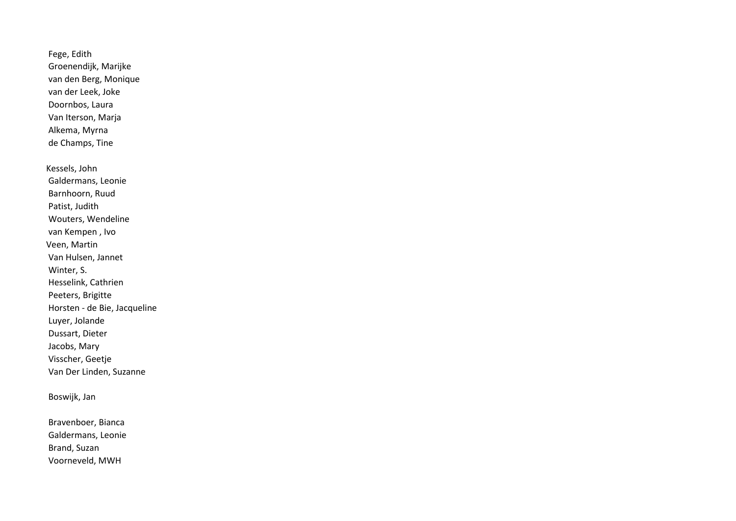Fege, Edith
Groenendijk, Marijke
van den Berg, Monique
van der Leek, Joke
Doornbos, Laura
Van Iterson, Marja
Alkema, Myrna
de Champs, Tine

Kessels, John
Galdermans, Leonie
Barnhoorn, Ruud
Patist, Judith
Wouters, Wendeline
van Kempen , Ivo
Veen, Martin
Van Hulsen, Jannet
Winter, S.
Hesselink, Cathrien
Peeters, Brigitte
Horsten - de Bie, Jacqueline
Luyer, Jolande
Dussart, Dieter
Jacobs, Mary
Visscher, Geetje
Van Der Linden, Suzanne

Boswijk, Jan

Bravenboer, Bianca
Galdermans, Leonie
Brand, Suzan
Voorneveld, MWH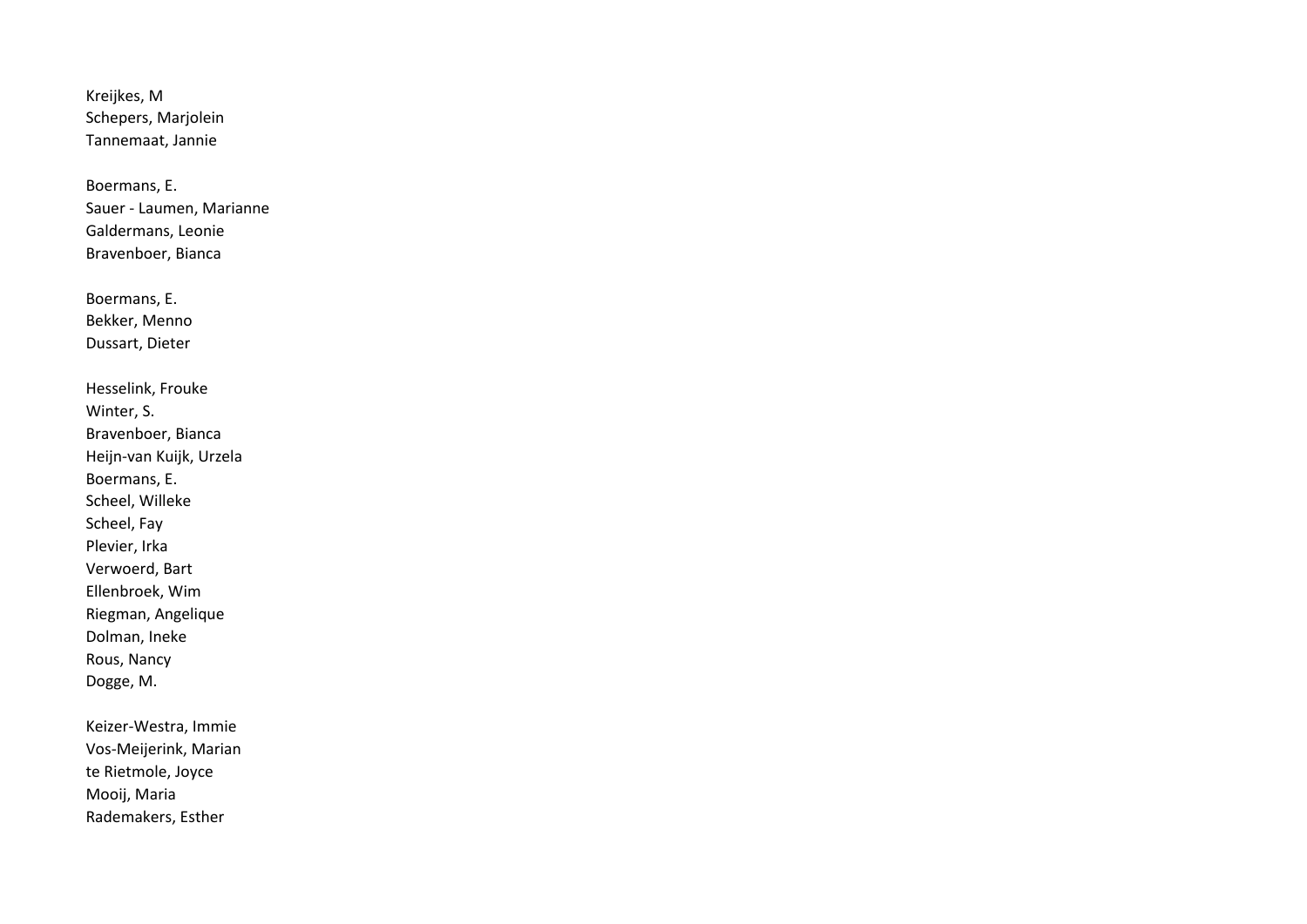Kreijkes, M
Schepers, Marjolein
Tannemaat, Jannie

Boermans, E.
Sauer - Laumen, Marianne
Galdermans, Leonie
Bravenboer, Bianca

Boermans, E.
Bekker, Menno
Dussart, Dieter

Hesselink, Frouke
Winter, S.
Bravenboer, Bianca
Heijn-van Kuijk, Urzela
Boermans, E.
Scheel, Willeke
Scheel, Fay
Plevier, Irka
Verwoerd, Bart
Ellenbroek, Wim
Riegman, Angelique
Dolman, Ineke
Rous, Nancy
Dogge, M.

Keizer-Westra, Immie
Vos-Meijerink, Marian
te Rietmole, Joyce
Mooij, Maria
Rademakers, Esther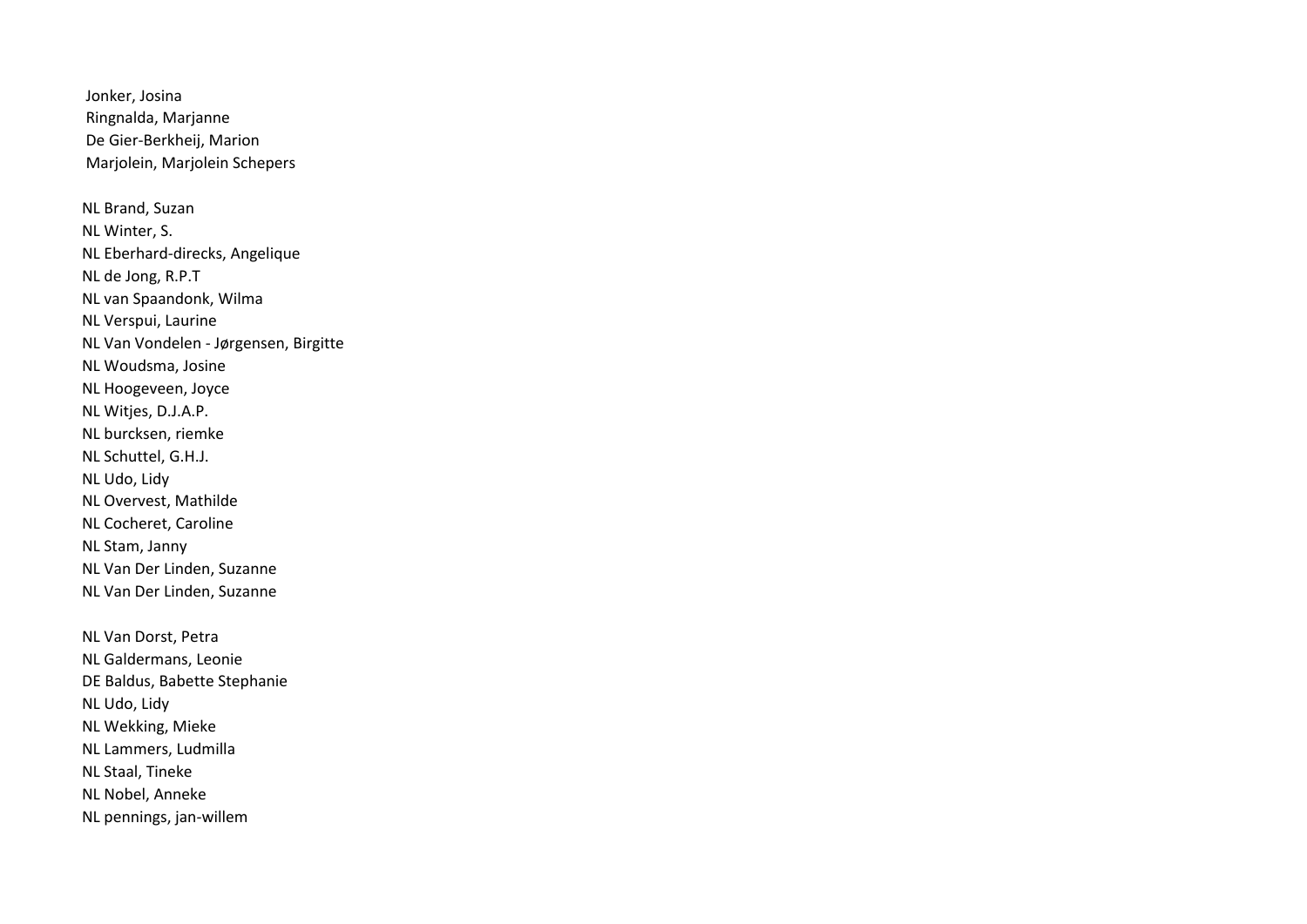Jonker, Josina
Ringnalda, Marjanne
De Gier-Berkheij, Marion
Marjolein, Marjolein Schepers

NL Brand, Suzan
NL Winter, S.
NL Eberhard-direcks, Angelique
NL de Jong, R.P.T
NL van Spaandonk, Wilma
NL Verspui, Laurine
NL Van Vondelen - Jørgensen, Birgitte
NL Woudsma, Josine
NL Hoogeveen, Joyce
NL Witjes, D.J.A.P.
NL burcksen, riemke
NL Schuttel, G.H.J.
NL Udo, Lidy
NL Overvest, Mathilde
NL Cocheret, Caroline
NL Stam, Janny
NL Van Der Linden, Suzanne
NL Van Der Linden, Suzanne

NL Van Dorst, Petra
NL Galdermans, Leonie
DE Baldus, Babette Stephanie
NL Udo, Lidy
NL Wekking, Mieke
NL Lammers, Ludmilla
NL Staal, Tineke
NL Nobel, Anneke
NL pennings, jan-willem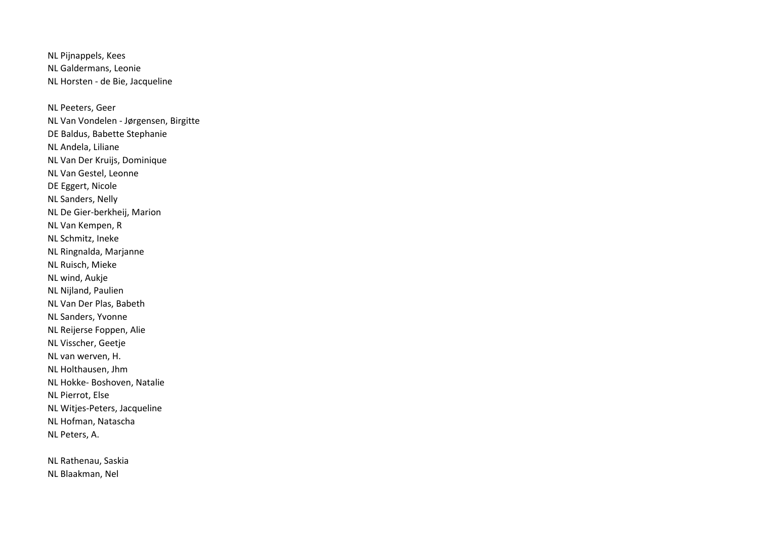NL Pijnappels, Kees
NL Galdermans, Leonie
NL Horsten - de Bie, Jacqueline

NL Peeters, Geer
NL Van Vondelen - Jørgensen, Birgitte
DE Baldus, Babette Stephanie
NL Andela, Liliane
NL Van Der Kruijs, Dominique
NL Van Gestel, Leonne
DE Eggert, Nicole
NL Sanders, Nelly
NL De Gier-berkheij, Marion
NL Van Kempen, R
NL Schmitz, Ineke
NL Ringnalda, Marjanne
NL Ruisch, Mieke
NL wind, Aukje
NL Nijland, Paulien
NL Van Der Plas, Babeth
NL Sanders, Yvonne
NL Reijerse Foppen, Alie
NL Visscher, Geetje
NL van werven, H.
NL Holthausen, Jhm
NL Hokke- Boshoven, Natalie
NL Pierrot, Else
NL Witjes-Peters, Jacqueline
NL Hofman, Natascha
NL Peters, A.

NL Rathenau, Saskia
NL Blaakman, Nel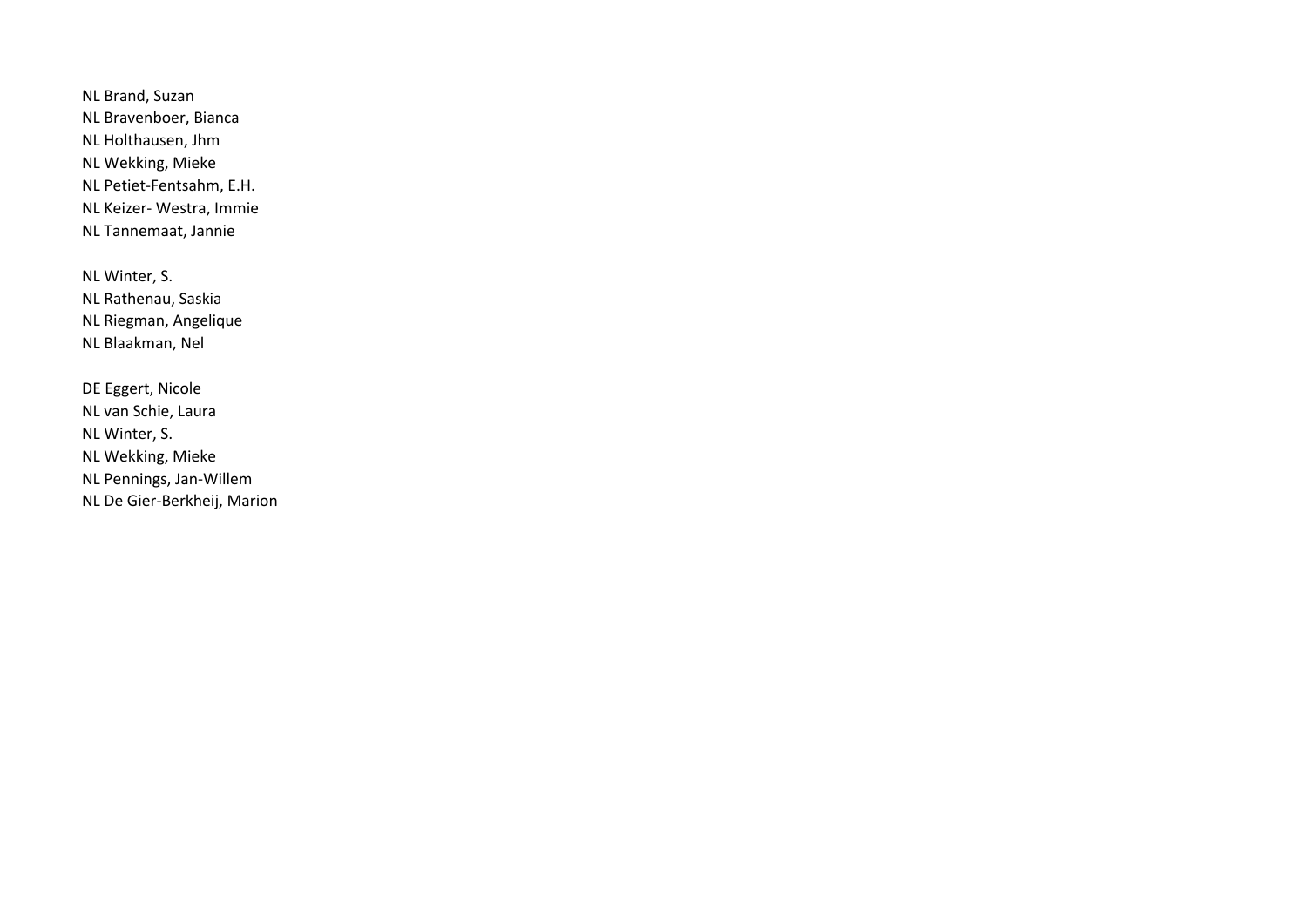NL Brand, Suzan
NL Bravenboer, Bianca
NL Holthausen, Jhm
NL Wekking, Mieke
NL Petiet-Fentsahm, E.H.
NL Keizer- Westra, Immie
NL Tannemaat, Jannie

NL Winter, S.
NL Rathenau, Saskia
NL Riegman, Angelique
NL Blaakman, Nel

DE Eggert, Nicole
NL van Schie, Laura
NL Winter, S.
NL Wekking, Mieke
NL Pennings, Jan-Willem
NL De Gier-Berkheij, Marion